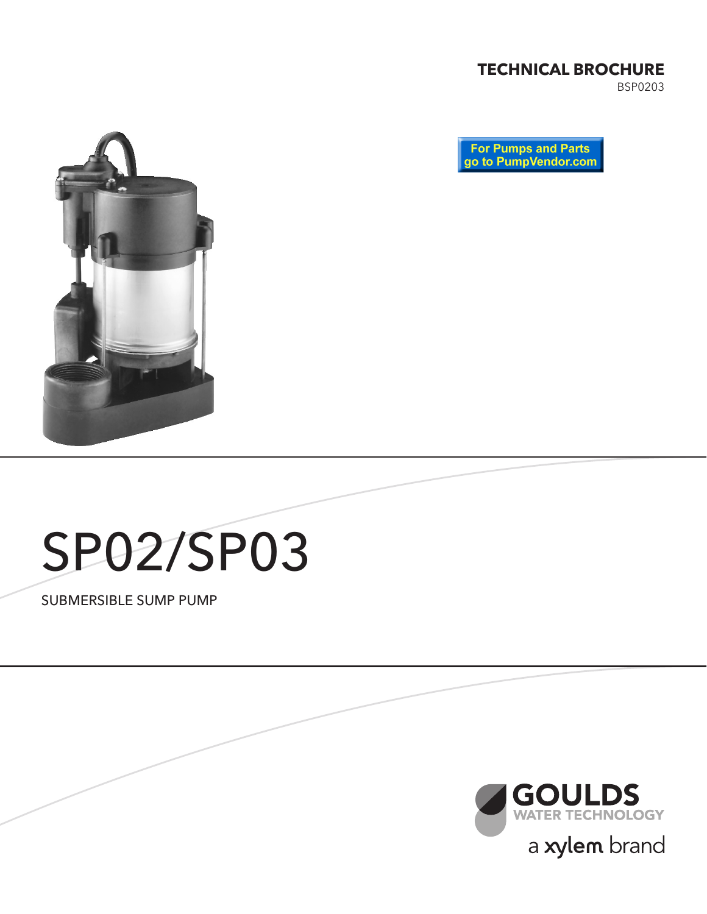**TECHNICAL BROCHURE**

BSP0203

For Pumps and Parts go to PumpVendor.com

# SP02/SP03

SUBMERSIBLE SUMP PUMP

GOULDS WATER TECHNOLOGY

a xylem brand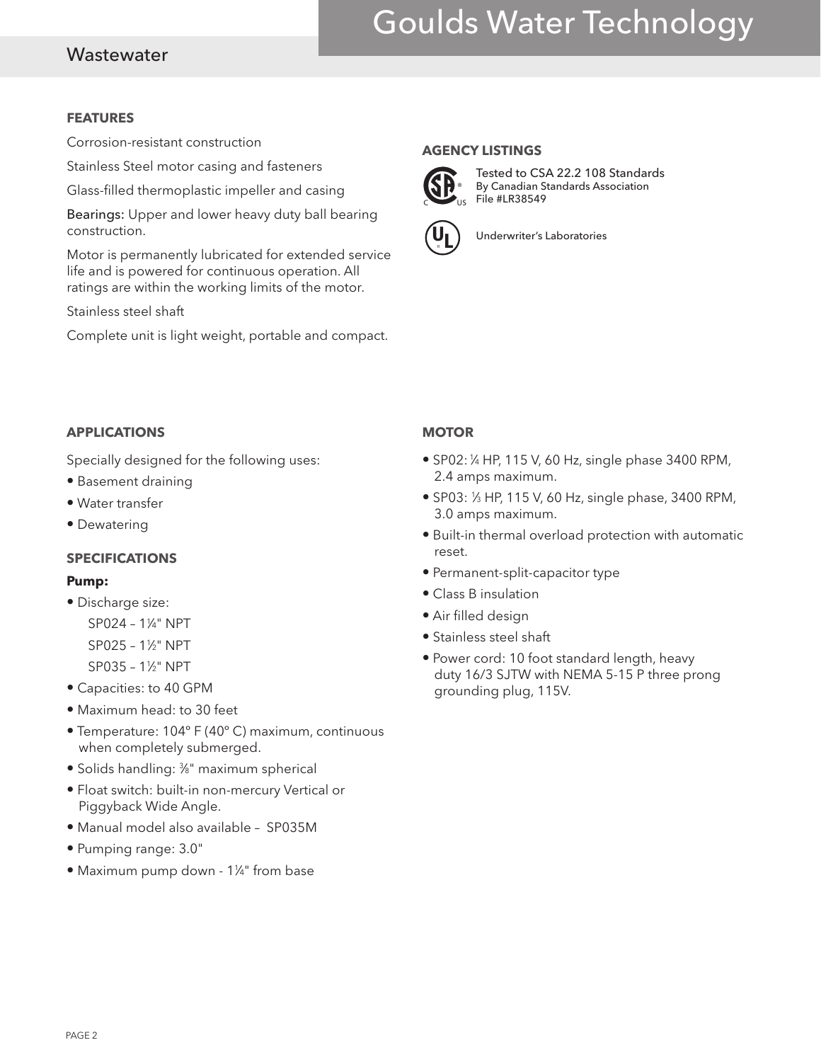## FEATURES

Corrosion-resistant construction

Stainless Steel motor casing and fasteners

Glass-filled thermoplastic impeller and casing

Bearings: Upper and lower heavy duty ball bearing construction.

Motor is permanently lubricated for extended service life and is powered for continuous operation. All ratings are within the working limits of the motor.

Stainless steel shaft

Complete unit is light weight, portable and compact.

## AGENCY LISTINGS

Tested to CSA 22.2 108 Standards
By Canadian Standards Association
File #LR38549

Underwriter's Laboratories

## APPLICATIONS

Specially designed for the following uses:

- Basement draining
- Water transfer
- Dewatering

## SPECIFICATIONS

**Pump:**

- Discharge size:
  - SP024 – 1¼" NPT
  - SP025 – 1½" NPT
  - SP035 – 1½" NPT
- Capacities: to 40 GPM
- Maximum head: to 30 feet
- Temperature: 104° F (40° C) maximum, continuous when completely submerged.
- Solids handling: ⅜" maximum spherical
- Float switch: built-in non-mercury Vertical or Piggyback Wide Angle.
- Manual model also available – SP035M
- Pumping range: 3.0"
- Maximum pump down - 1¼" from base

## MOTOR

- SP02: ¼ HP, 115 V, 60 Hz, single phase 3400 RPM, 2.4 amps maximum.
- SP03: ⅓ HP, 115 V, 60 Hz, single phase, 3400 RPM, 3.0 amps maximum.
- Built-in thermal overload protection with automatic reset.
- Permanent-split-capacitor type
- Class B insulation
- Air filled design
- Stainless steel shaft
- Power cord: 10 foot standard length, heavy duty 16/3 SJTW with NEMA 5-15 P three prong grounding plug, 115V.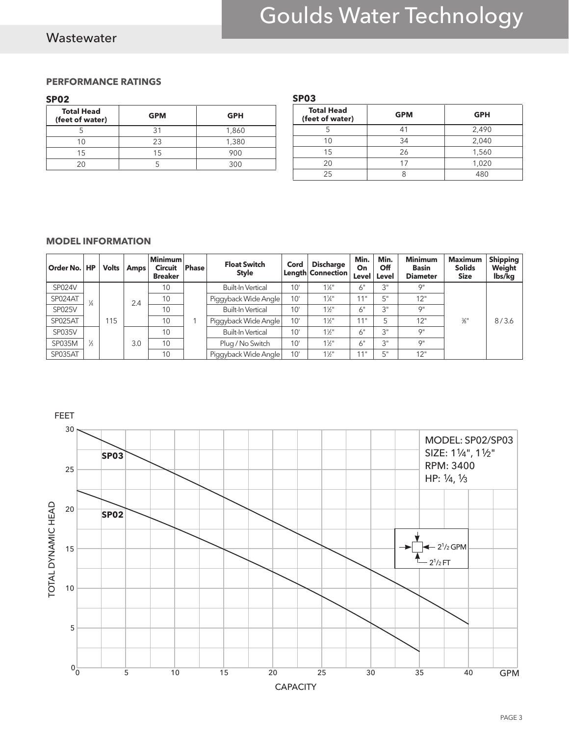## PERFORMANCE RATINGS

### SP02

| Total Head (feet of water) | GPM | GPH |
|---|---|---|
| 5 | 31 | 1,860 |
| 10 | 23 | 1,380 |
| 15 | 15 | 900 |
| 20 | 5 | 300 |

### SP03

| Total Head (feet of water) | GPM | GPH |
|---|---|---|
| 5 | 41 | 2,490 |
| 10 | 34 | 2,040 |
| 15 | 26 | 1,560 |
| 20 | 17 | 1,020 |
| 25 | 8 | 480 |

## MODEL INFORMATION

| Order No. | HP | Volts | Amps | Minimum Circuit Breaker | Phase | Float Switch Style | Cord Length | Discharge Connection | Min. On Level | Min. Off Level | Minimum Basin Diameter | Maximum Solids Size | Shipping Weight lbs/kg |
|---|---|---|---|---|---|---|---|---|---|---|---|---|---|
| SP024V | ¼ | 115 | 2.4 | 10 | 1 | Built-In Vertical | 10' | 1¼" | 6" | 3" | 9" | ⅜" | 8 / 3.6 |
| SP024AT | | | | 10 | | Piggyback Wide Angle | 10' | 1¼" | 11" | 5" | 12" | | |
| SP025V | | | | 10 | | Built-In Vertical | 10' | 1½" | 6" | 3" | 9" | | |
| SP025AT | | | | 10 | | Piggyback Wide Angle | 10' | 1½" | 11" | 5 | 12" | | |
| SP035V | ⅓ | | 3.0 | 10 | | Built-In Vertical | 10' | 1½" | 6" | 3" | 9" | | |
| SP035M | | | | 10 | | Plug / No Switch | 10' | 1½" | 6" | 3" | 9" | | |
| SP035AT | | | | 10 | | Piggyback Wide Angle | 10' | 1½" | 11" | 5" | 12" | | |

MODEL: SP02/SP03
SIZE: 1¼", 1½"
RPM: 3400
HP: ¼, ⅓

TOTAL DYNAMIC HEAD (FEET) vs. CAPACITY (GPM)

| Capacity (GPM) | SP02 (feet, approx.) | SP03 (feet, approx.) |
|---|---|---|
| 0 | 22.3 | 30 |
| 35 | 2 | 9 |
| 40 | | 5.5 |

Grid: 2½ GPM × 2½ FT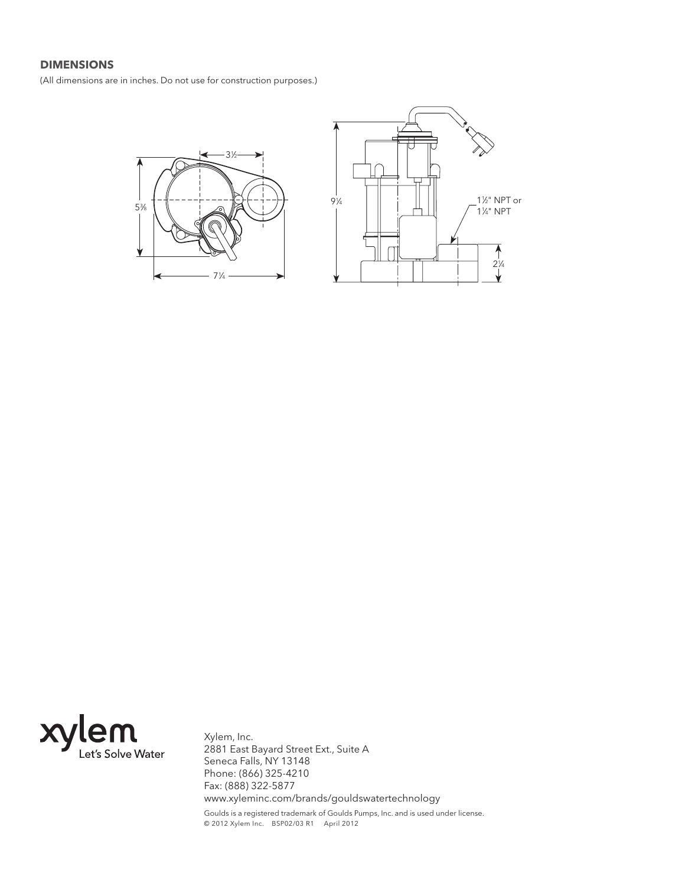## DIMENSIONS

(All dimensions are in inches. Do not use for construction purposes.)

3½

5⅜

7¼

9¼

1½" NPT or
1¼" NPT

2¼

Xylem, Inc.
2881 East Bayard Street Ext., Suite A
Seneca Falls, NY 13148
Phone: (866) 325-4210
Fax: (888) 322-5877
www.xyleminc.com/brands/gouldswatertechnology

Goulds is a registered trademark of Goulds Pumps, Inc. and is used under license.
© 2012 Xylem Inc. BSP02/03 R1 April 2012